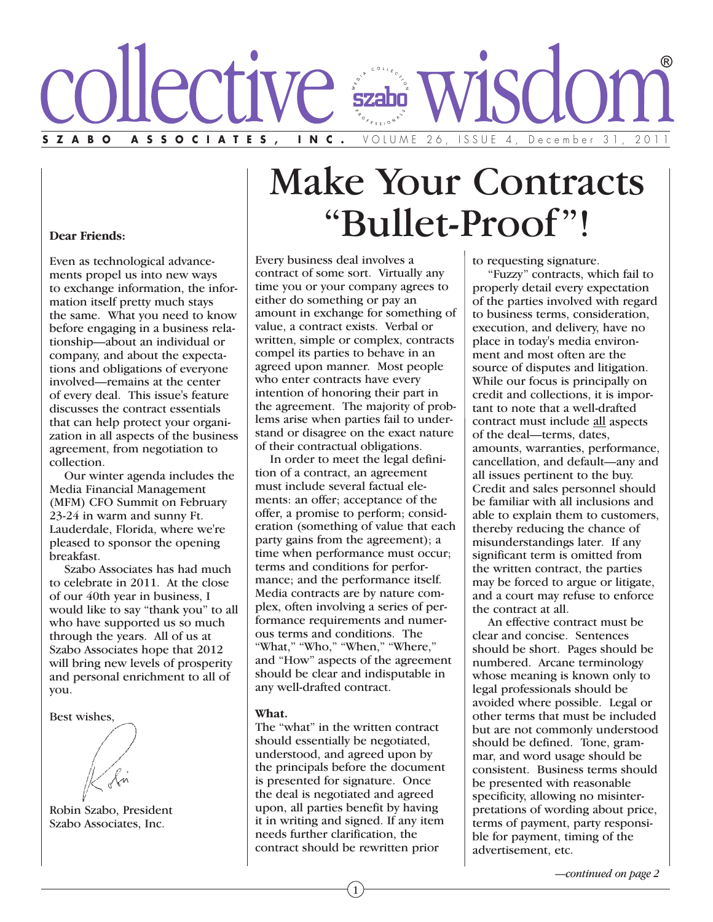# collective wisdom®

**SZABO ASSOCIATES, INC.** VOLUME 26, ISSUE 4, December 31, 2011

**Dear Friends:**

Even as technological advancements propel us into new ways to exchange information, the information itself pretty much stays the same. What you need to know before engaging in a business relationship—about an individual or company, and about the expectations and obligations of everyone involved—remains at the center of every deal. This issue's feature discusses the contract essentials that can help protect your organization in all aspects of the business agreement, from negotiation to collection.

Our winter agenda includes the Media Financial Management (MFM) CFO Summit on February 23-24 in warm and sunny Ft. Lauderdale, Florida, where we're pleased to sponsor the opening breakfast.

Szabo Associates has had much to celebrate in 2011. At the close of our 40th year in business, I would like to say "thank you" to all who have supported us so much through the years. All of us at Szabo Associates hope that 2012 will bring new levels of prosperity and personal enrichment to all of you.

Best wishes,

Robin Szabo, President
Szabo Associates, Inc.

# Make Your Contracts "Bullet-Proof"!

Every business deal involves a contract of some sort. Virtually any time you or your company agrees to either do something or pay an amount in exchange for something of value, a contract exists. Verbal or written, simple or complex, contracts compel its parties to behave in an agreed upon manner. Most people who enter contracts have every intention of honoring their part in the agreement. The majority of problems arise when parties fail to understand or disagree on the exact nature of their contractual obligations.

In order to meet the legal definition of a contract, an agreement must include several factual elements: an offer; acceptance of the offer, a promise to perform; consideration (something of value that each party gains from the agreement); a time when performance must occur; terms and conditions for performance; and the performance itself. Media contracts are by nature complex, often involving a series of performance requirements and numerous terms and conditions. The "What," "Who," "When," "Where," and "How" aspects of the agreement should be clear and indisputable in any well-drafted contract.

**What.**

The "what" in the written contract should essentially be negotiated, understood, and agreed upon by the principals before the document is presented for signature. Once the deal is negotiated and agreed upon, all parties benefit by having it in writing and signed. If any item needs further clarification, the contract should be rewritten prior to requesting signature.

"Fuzzy" contracts, which fail to properly detail every expectation of the parties involved with regard to business terms, consideration, execution, and delivery, have no place in today's media environment and most often are the source of disputes and litigation. While our focus is principally on credit and collections, it is important to note that a well-drafted contract must include all aspects of the deal—terms, dates, amounts, warranties, performance, cancellation, and default—any and all issues pertinent to the buy. Credit and sales personnel should be familiar with all inclusions and able to explain them to customers, thereby reducing the chance of misunderstandings later. If any significant term is omitted from the written contract, the parties may be forced to argue or litigate, and a court may refuse to enforce the contract at all.

An effective contract must be clear and concise. Sentences should be short. Pages should be numbered. Arcane terminology whose meaning is known only to legal professionals should be avoided where possible. Legal or other terms that must be included but are not commonly understood should be defined. Tone, grammar, and word usage should be consistent. Business terms should be presented with reasonable specificity, allowing no misinterpretations of wording about price, terms of payment, party responsible for payment, timing of the advertisement, etc.

*—continued on page 2*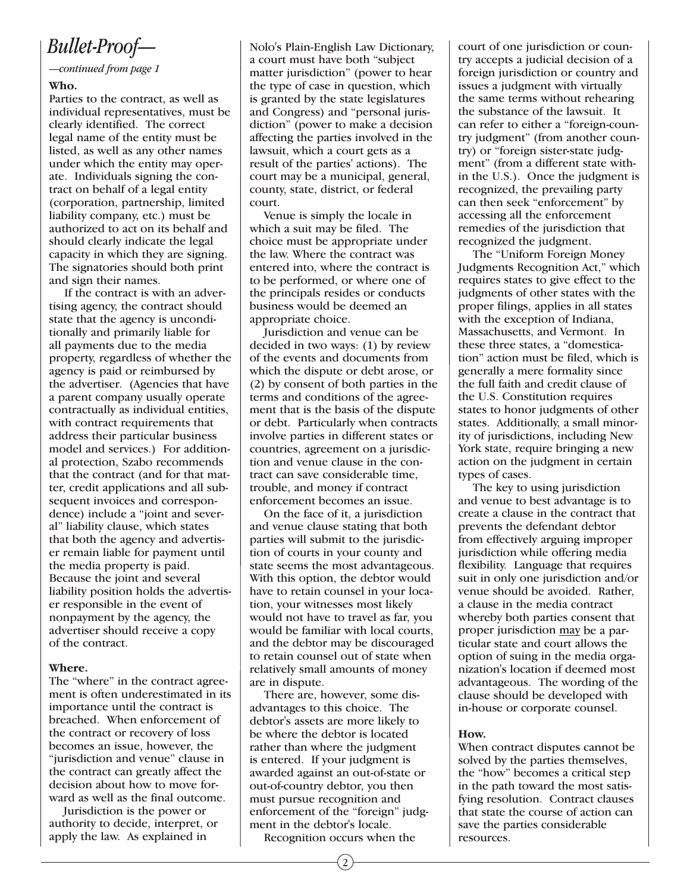# *Bullet-Proof—*

*—continued from page 1*

**Who.**

Parties to the contract, as well as individual representatives, must be clearly identified. The correct legal name of the entity must be listed, as well as any other names under which the entity may operate. Individuals signing the contract on behalf of a legal entity (corporation, partnership, limited liability company, etc.) must be authorized to act on its behalf and should clearly indicate the legal capacity in which they are signing. The signatories should both print and sign their names.

If the contract is with an advertising agency, the contract should state that the agency is unconditionally and primarily liable for all payments due to the media property, regardless of whether the agency is paid or reimbursed by the advertiser. (Agencies that have a parent company usually operate contractually as individual entities, with contract requirements that address their particular business model and services.) For additional protection, Szabo recommends that the contract (and for that matter, credit applications and all subsequent invoices and correspondence) include a "joint and several" liability clause, which states that both the agency and advertiser remain liable for payment until the media property is paid. Because the joint and several liability position holds the advertiser responsible in the event of nonpayment by the agency, the advertiser should receive a copy of the contract.

**Where.**

The "where" in the contract agreement is often underestimated in its importance until the contract is breached. When enforcement of the contract or recovery of loss becomes an issue, however, the "jurisdiction and venue" clause in the contract can greatly affect the decision about how to move forward as well as the final outcome.

Jurisdiction is the power or authority to decide, interpret, or apply the law. As explained in Nolo's Plain-English Law Dictionary, a court must have both "subject matter jurisdiction" (power to hear the type of case in question, which is granted by the state legislatures and Congress) and "personal jurisdiction" (power to make a decision affecting the parties involved in the lawsuit, which a court gets as a result of the parties' actions). The court may be a municipal, general, county, state, district, or federal court.

Venue is simply the locale in which a suit may be filed. The choice must be appropriate under the law. Where the contract was entered into, where the contract is to be performed, or where one of the principals resides or conducts business would be deemed an appropriate choice.

Jurisdiction and venue can be decided in two ways: (1) by review of the events and documents from which the dispute or debt arose, or (2) by consent of both parties in the terms and conditions of the agreement that is the basis of the dispute or debt. Particularly when contracts involve parties in different states or countries, agreement on a jurisdiction and venue clause in the contract can save considerable time, trouble, and money if contract enforcement becomes an issue.

On the face of it, a jurisdiction and venue clause stating that both parties will submit to the jurisdiction of courts in your county and state seems the most advantageous. With this option, the debtor would have to retain counsel in your location, your witnesses most likely would not have to travel as far, you would be familiar with local courts, and the debtor may be discouraged to retain counsel out of state when relatively small amounts of money are in dispute.

There are, however, some disadvantages to this choice. The debtor's assets are more likely to be where the debtor is located rather than where the judgment is entered. If your judgment is awarded against an out-of-state or out-of-country debtor, you then must pursue recognition and enforcement of the "foreign" judgment in the debtor's locale.

Recognition occurs when the court of one jurisdiction or country accepts a judicial decision of a foreign jurisdiction or country and issues a judgment with virtually the same terms without rehearing the substance of the lawsuit. It can refer to either a "foreign-country judgment" (from another country) or "foreign sister-state judgment" (from a different state within the U.S.). Once the judgment is recognized, the prevailing party can then seek "enforcement" by accessing all the enforcement remedies of the jurisdiction that recognized the judgment.

The "Uniform Foreign Money Judgments Recognition Act," which requires states to give effect to the judgments of other states with the proper filings, applies in all states with the exception of Indiana, Massachusetts, and Vermont. In these three states, a "domestication" action must be filed, which is generally a mere formality since the full faith and credit clause of the U.S. Constitution requires states to honor judgments of other states. Additionally, a small minority of jurisdictions, including New York state, require bringing a new action on the judgment in certain types of cases.

The key to using jurisdiction and venue to best advantage is to create a clause in the contract that prevents the defendant debtor from effectively arguing improper jurisdiction while offering media flexibility. Language that requires suit in only one jurisdiction and/or venue should be avoided. Rather, a clause in the media contract whereby both parties consent that proper jurisdiction <u>may</u> be a particular state and court allows the option of suing in the media organization's location if deemed most advantageous. The wording of the clause should be developed with in-house or corporate counsel.

**How.**

When contract disputes cannot be solved by the parties themselves, the "how" becomes a critical step in the path toward the most satisfying resolution. Contract clauses that state the course of action can save the parties considerable resources.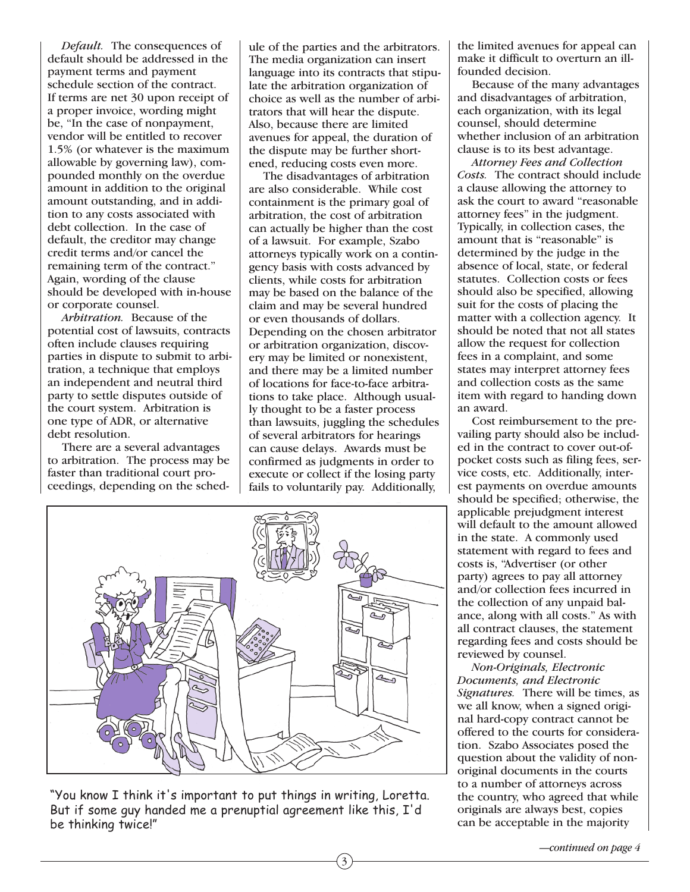*Default.* The consequences of default should be addressed in the payment terms and payment schedule section of the contract. If terms are net 30 upon receipt of a proper invoice, wording might be, "In the case of nonpayment, vendor will be entitled to recover 1.5% (or whatever is the maximum allowable by governing law), compounded monthly on the overdue amount in addition to the original amount outstanding, and in addition to any costs associated with debt collection. In the case of default, the creditor may change credit terms and/or cancel the remaining term of the contract." Again, wording of the clause should be developed with in-house or corporate counsel.

*Arbitration.* Because of the potential cost of lawsuits, contracts often include clauses requiring parties in dispute to submit to arbitration, a technique that employs an independent and neutral third party to settle disputes outside of the court system. Arbitration is one type of ADR, or alternative debt resolution.

There are a several advantages to arbitration. The process may be faster than traditional court proceedings, depending on the schedule of the parties and the arbitrators. The media organization can insert language into its contracts that stipulate the arbitration organization of choice as well as the number of arbitrators that will hear the dispute. Also, because there are limited avenues for appeal, the duration of the dispute may be further shortened, reducing costs even more.

The disadvantages of arbitration are also considerable. While cost containment is the primary goal of arbitration, the cost of arbitration can actually be higher than the cost of a lawsuit. For example, Szabo attorneys typically work on a contingency basis with costs advanced by clients, while costs for arbitration may be based on the balance of the claim and may be several hundred or even thousands of dollars. Depending on the chosen arbitrator or arbitration organization, discovery may be limited or nonexistent, and there may be a limited number of locations for face-to-face arbitrations to take place. Although usually thought to be a faster process than lawsuits, juggling the schedules of several arbitrators for hearings can cause delays. Awards must be confirmed as judgments in order to execute or collect if the losing party fails to voluntarily pay. Additionally, the limited avenues for appeal can make it difficult to overturn an ill-founded decision.

Because of the many advantages and disadvantages of arbitration, each organization, with its legal counsel, should determine whether inclusion of an arbitration clause is to its best advantage.

*Attorney Fees and Collection Costs.* The contract should include a clause allowing the attorney to ask the court to award "reasonable attorney fees" in the judgment. Typically, in collection cases, the amount that is "reasonable" is determined by the judge in the absence of local, state, or federal statutes. Collection costs or fees should also be specified, allowing suit for the costs of placing the matter with a collection agency. It should be noted that not all states allow the request for collection fees in a complaint, and some states may interpret attorney fees and collection costs as the same item with regard to handing down an award.

Cost reimbursement to the prevailing party should also be included in the contract to cover out-of-pocket costs such as filing fees, service costs, etc. Additionally, interest payments on overdue amounts should be specified; otherwise, the applicable prejudgment interest will default to the amount allowed in the state. A commonly used statement with regard to fees and costs is, "Advertiser (or other party) agrees to pay all attorney and/or collection fees incurred in the collection of any unpaid balance, along with all costs." As with all contract clauses, the statement regarding fees and costs should be reviewed by counsel.

*Non-Originals, Electronic Documents, and Electronic Signatures.* There will be times, as we all know, when a signed original hard-copy contract cannot be offered to the courts for consideration. Szabo Associates posed the question about the validity of non-original documents in the courts to a number of attorneys across the country, who agreed that while originals are always best, copies can be acceptable in the majority

"You know I think it's important to put things in writing, Loretta. But if some guy handed me a prenuptial agreement like this, I'd be thinking twice!"

*—continued on page 4*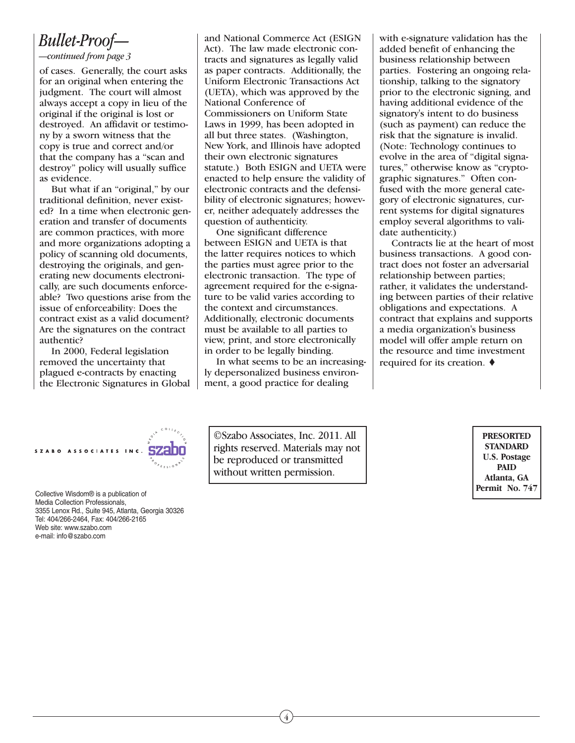# *Bullet-Proof—*

*—continued from page 3*

of cases. Generally, the court asks for an original when entering the judgment. The court will almost always accept a copy in lieu of the original if the original is lost or destroyed. An affidavit or testimony by a sworn witness that the copy is true and correct and/or that the company has a "scan and destroy" policy will usually suffice as evidence.

But what if an "original," by our traditional definition, never existed? In a time when electronic generation and transfer of documents are common practices, with more and more organizations adopting a policy of scanning old documents, destroying the originals, and generating new documents electronically, are such documents enforceable? Two questions arise from the issue of enforceability: Does the contract exist as a valid document? Are the signatures on the contract authentic?

In 2000, Federal legislation removed the uncertainty that plagued e-contracts by enacting the Electronic Signatures in Global and National Commerce Act (ESIGN Act). The law made electronic contracts and signatures as legally valid as paper contracts. Additionally, the Uniform Electronic Transactions Act (UETA), which was approved by the National Conference of Commissioners on Uniform State Laws in 1999, has been adopted in all but three states. (Washington, New York, and Illinois have adopted their own electronic signatures statute.) Both ESIGN and UETA were enacted to help ensure the validity of electronic contracts and the defensibility of electronic signatures; however, neither adequately addresses the question of authenticity.

One significant difference between ESIGN and UETA is that the latter requires notices to which the parties must agree prior to the electronic transaction. The type of agreement required for the e-signature to be valid varies according to the context and circumstances. Additionally, electronic documents must be available to all parties to view, print, and store electronically in order to be legally binding.

In what seems to be an increasingly depersonalized business environment, a good practice for dealing with e-signature validation has the added benefit of enhancing the business relationship between parties. Fostering an ongoing relationship, talking to the signatory prior to the electronic signing, and having additional evidence of the signatory's intent to do business (such as payment) can reduce the risk that the signature is invalid. (Note: Technology continues to evolve in the area of "digital signatures," otherwise know as "cryptographic signatures." Often confused with the more general category of electronic signatures, current systems for digital signatures employ several algorithms to validate authenticity.)

Contracts lie at the heart of most business transactions. A good contract does not foster an adversarial relationship between parties; rather, it validates the understanding between parties of their relative obligations and expectations. A contract that explains and supports a media organization's business model will offer ample return on the resource and time investment required for its creation. ♦

SZABO ASSOCIATES INC. szabo MEDIA COLLECTION PROFESSIONALS

Collective Wisdom® is a publication of
Media Collection Professionals,
3355 Lenox Rd., Suite 945, Atlanta, Georgia 30326
Tel: 404/266-2464, Fax: 404/266-2165
Web site: www.szabo.com
e-mail: info@szabo.com

©Szabo Associates, Inc. 2011. All rights reserved. Materials may not be reproduced or transmitted without written permission.

**PRESORTED STANDARD U.S. Postage PAID Atlanta, GA Permit No. 747**